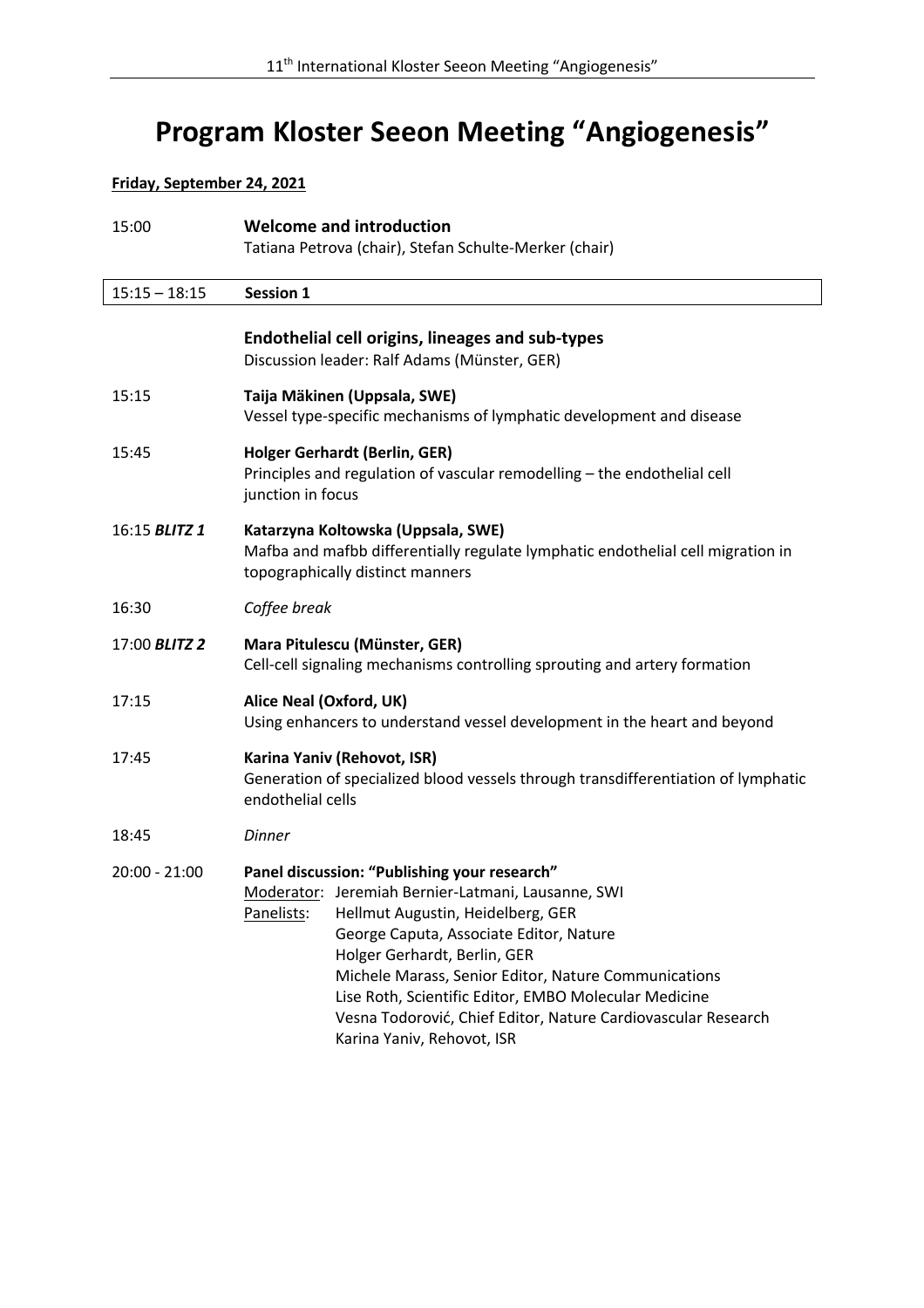# Program Kloster Seeon Meeting "Angiogenesis"

**Friday, September 24, 2021**

15:00 **Welcome and introduction**
Tatiana Petrova (chair), Stefan Schulte-Merker (chair)

**15:15 – 18:15 Session 1**

### Endothelial cell origins, lineages and sub-types

Discussion leader: Ralf Adams (Münster, GER)

15:15 **Taija Mäkinen (Uppsala, SWE)**
Vessel type-specific mechanisms of lymphatic development and disease

15:45 **Holger Gerhardt (Berlin, GER)**
Principles and regulation of vascular remodelling – the endothelial cell junction in focus

16:15 ***BLITZ 1*** **Katarzyna Koltowska (Uppsala, SWE)**
Mafba and mafbb differentially regulate lymphatic endothelial cell migration in topographically distinct manners

16:30 *Coffee break*

17:00 ***BLITZ 2*** **Mara Pitulescu (Münster, GER)**
Cell-cell signaling mechanisms controlling sprouting and artery formation

17:15 **Alice Neal (Oxford, UK)**
Using enhancers to understand vessel development in the heart and beyond

17:45 **Karina Yaniv (Rehovot, ISR)**
Generation of specialized blood vessels through transdifferentiation of lymphatic endothelial cells

18:45 *Dinner*

20:00 - 21:00 **Panel discussion: "Publishing your research"**

Moderator: Jeremiah Bernier-Latmani, Lausanne, SWI

Panelists:
- Hellmut Augustin, Heidelberg, GER
- George Caputa, Associate Editor, Nature
- Holger Gerhardt, Berlin, GER
- Michele Marass, Senior Editor, Nature Communications
- Lise Roth, Scientific Editor, EMBO Molecular Medicine
- Vesna Todorović, Chief Editor, Nature Cardiovascular Research
- Karina Yaniv, Rehovot, ISR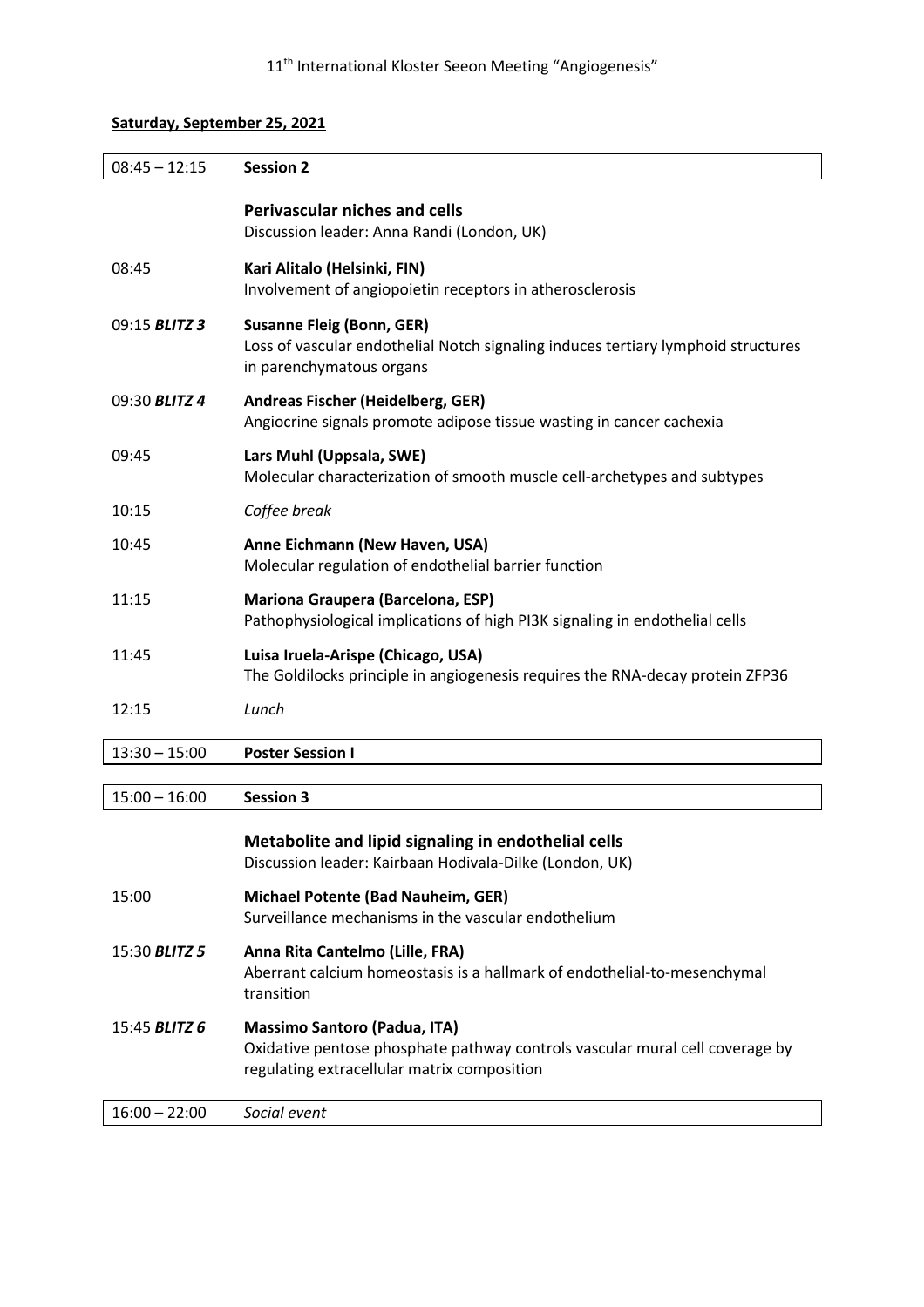## Saturday, September 25, 2021

| 08:45 – 12:15 | **Session 2** |
|---|---|
| | **Perivascular niches and cells**<br>Discussion leader: Anna Randi (London, UK) |
| 08:45 | **Kari Alitalo (Helsinki, FIN)**<br>Involvement of angiopoietin receptors in atherosclerosis |
| 09:15 ***BLITZ 3*** | **Susanne Fleig (Bonn, GER)**<br>Loss of vascular endothelial Notch signaling induces tertiary lymphoid structures in parenchymatous organs |
| 09:30 ***BLITZ 4*** | **Andreas Fischer (Heidelberg, GER)**<br>Angiocrine signals promote adipose tissue wasting in cancer cachexia |
| 09:45 | **Lars Muhl (Uppsala, SWE)**<br>Molecular characterization of smooth muscle cell-archetypes and subtypes |
| 10:15 | *Coffee break* |
| 10:45 | **Anne Eichmann (New Haven, USA)**<br>Molecular regulation of endothelial barrier function |
| 11:15 | **Mariona Graupera (Barcelona, ESP)**<br>Pathophysiological implications of high PI3K signaling in endothelial cells |
| 11:45 | **Luisa Iruela-Arispe (Chicago, USA)**<br>The Goldilocks principle in angiogenesis requires the RNA-decay protein ZFP36 |
| 12:15 | *Lunch* |
| 13:30 – 15:00 | **Poster Session I** |
| 15:00 – 16:00 | **Session 3** |
| | **Metabolite and lipid signaling in endothelial cells**<br>Discussion leader: Kairbaan Hodivala-Dilke (London, UK) |
| 15:00 | **Michael Potente (Bad Nauheim, GER)**<br>Surveillance mechanisms in the vascular endothelium |
| 15:30 ***BLITZ 5*** | **Anna Rita Cantelmo (Lille, FRA)**<br>Aberrant calcium homeostasis is a hallmark of endothelial-to-mesenchymal transition |
| 15:45 ***BLITZ 6*** | **Massimo Santoro (Padua, ITA)**<br>Oxidative pentose phosphate pathway controls vascular mural cell coverage by regulating extracellular matrix composition |
| 16:00 – 22:00 | *Social event* |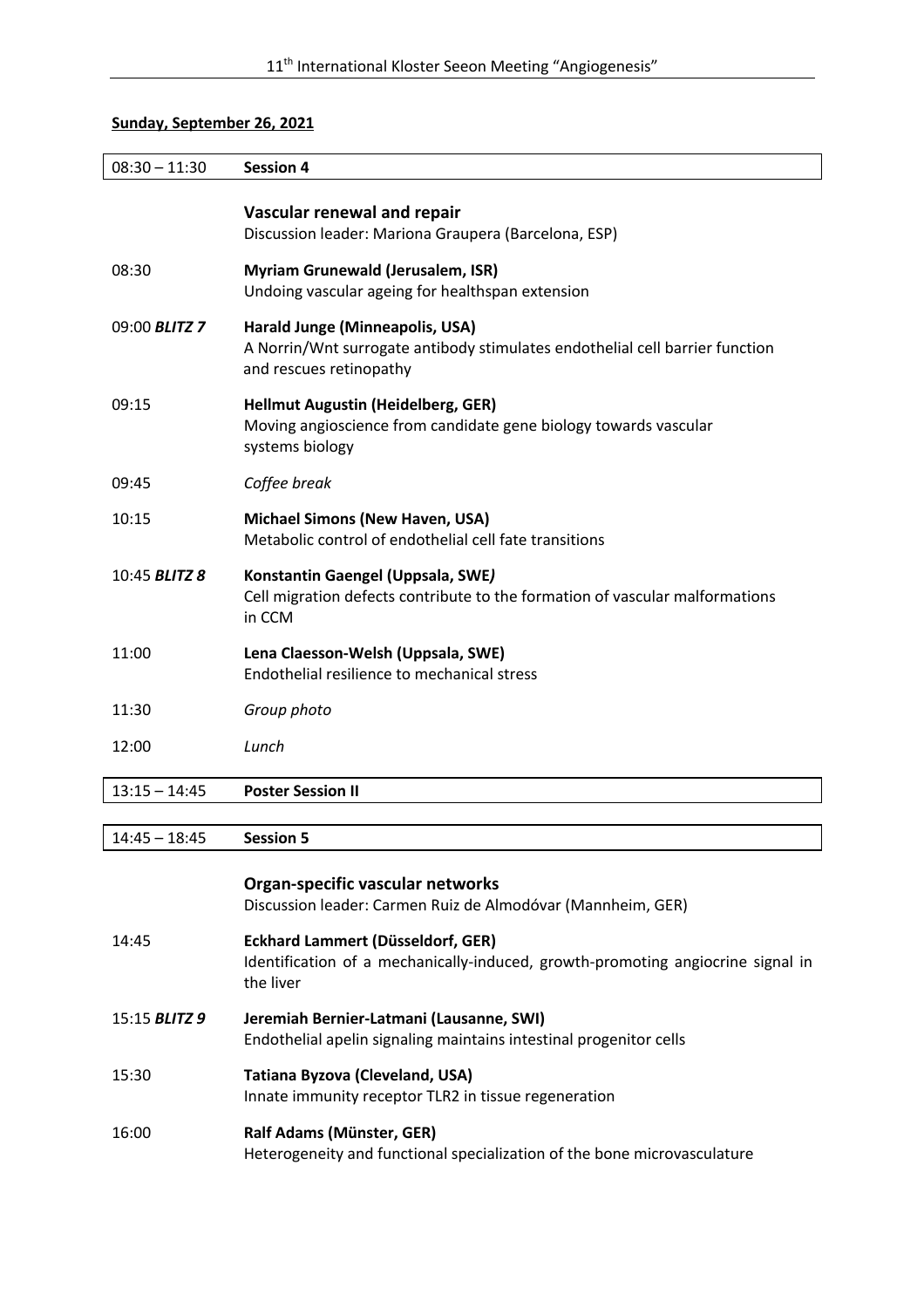**Sunday, September 26, 2021**

| 08:30 – 11:30 | **Session 4** |
| --- | --- |
| | **Vascular renewal and repair**<br>Discussion leader: Mariona Graupera (Barcelona, ESP) |
| 08:30 | **Myriam Grunewald (Jerusalem, ISR)**<br>Undoing vascular ageing for healthspan extension |
| 09:00 ***BLITZ 7*** | **Harald Junge (Minneapolis, USA)**<br>A Norrin/Wnt surrogate antibody stimulates endothelial cell barrier function and rescues retinopathy |
| 09:15 | **Hellmut Augustin (Heidelberg, GER)**<br>Moving angioscience from candidate gene biology towards vascular systems biology |
| 09:45 | *Coffee break* |
| 10:15 | **Michael Simons (New Haven, USA)**<br>Metabolic control of endothelial cell fate transitions |
| 10:45 ***BLITZ 8*** | **Konstantin Gaengel (Uppsala, SWE*)***<br>Cell migration defects contribute to the formation of vascular malformations in CCM |
| 11:00 | **Lena Claesson-Welsh (Uppsala, SWE)**<br>Endothelial resilience to mechanical stress |
| 11:30 | *Group photo* |
| 12:00 | *Lunch* |

| 13:15 – 14:45 | **Poster Session II** |
| --- | --- |

| 14:45 – 18:45 | **Session 5** |
| --- | --- |
| | **Organ-specific vascular networks**<br>Discussion leader: Carmen Ruiz de Almodóvar (Mannheim, GER) |
| 14:45 | **Eckhard Lammert (Düsseldorf, GER)**<br>Identification of a mechanically-induced, growth-promoting angiocrine signal in the liver |
| 15:15 ***BLITZ 9*** | **Jeremiah Bernier-Latmani (Lausanne, SWI)**<br>Endothelial apelin signaling maintains intestinal progenitor cells |
| 15:30 | **Tatiana Byzova (Cleveland, USA)**<br>Innate immunity receptor TLR2 in tissue regeneration |
| 16:00 | **Ralf Adams (Münster, GER)**<br>Heterogeneity and functional specialization of the bone microvasculature |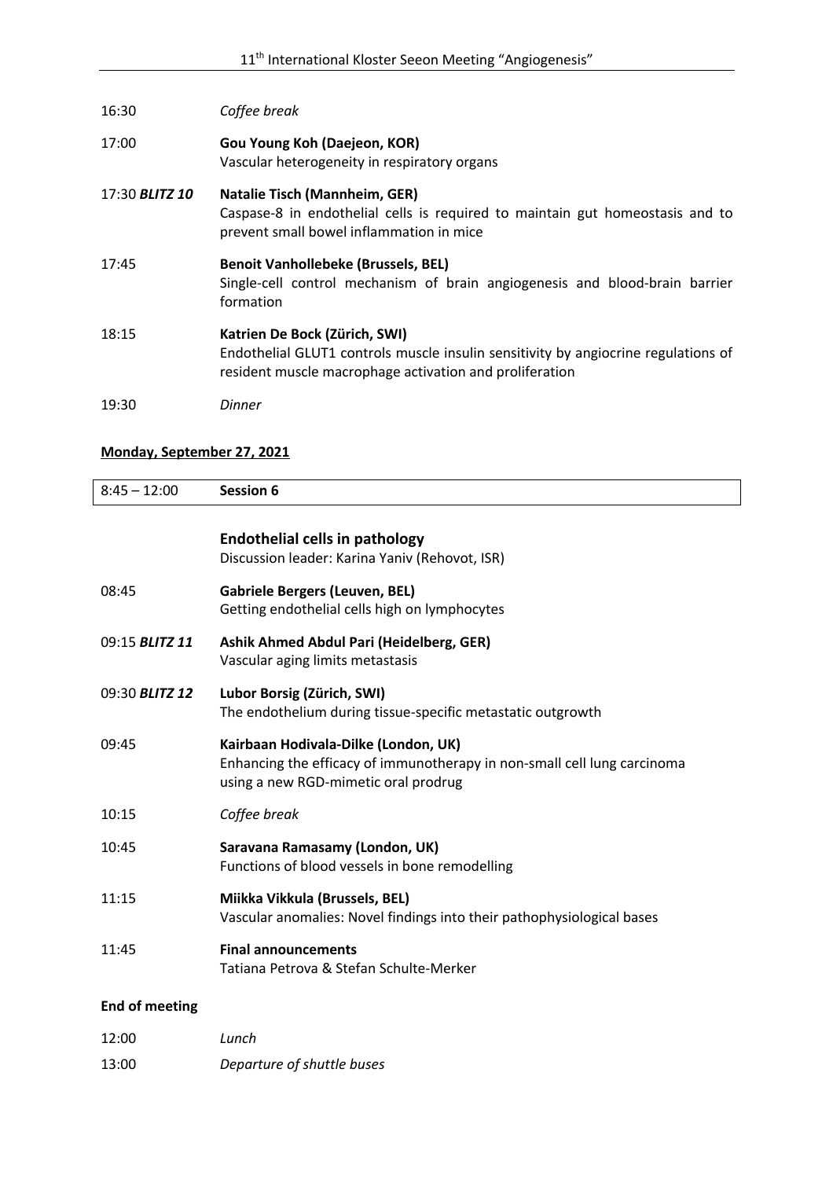16:30 *Coffee break*

17:00 **Gou Young Koh (Daejeon, KOR)**
Vascular heterogeneity in respiratory organs

17:30 ***BLITZ 10*** **Natalie Tisch (Mannheim, GER)**
Caspase-8 in endothelial cells is required to maintain gut homeostasis and to prevent small bowel inflammation in mice

17:45 **Benoit Vanhollebeke (Brussels, BEL)**
Single-cell control mechanism of brain angiogenesis and blood-brain barrier formation

18:15 **Katrien De Bock (Zürich, SWI)**
Endothelial GLUT1 controls muscle insulin sensitivity by angiocrine regulations of resident muscle macrophage activation and proliferation

19:30 *Dinner*

**Monday, September 27, 2021**

| 8:45 – 12:00 | **Session 6** |
|---|---|

**Endothelial cells in pathology**
Discussion leader: Karina Yaniv (Rehovot, ISR)

08:45 **Gabriele Bergers (Leuven, BEL)**
Getting endothelial cells high on lymphocytes

09:15 ***BLITZ 11*** **Ashik Ahmed Abdul Pari (Heidelberg, GER)**
Vascular aging limits metastasis

09:30 ***BLITZ 12*** **Lubor Borsig (Zürich, SWI)**
The endothelium during tissue-specific metastatic outgrowth

09:45 **Kairbaan Hodivala-Dilke (London, UK)**
Enhancing the efficacy of immunotherapy in non-small cell lung carcinoma using a new RGD-mimetic oral prodrug

10:15 *Coffee break*

10:45 **Saravana Ramasamy (London, UK)**
Functions of blood vessels in bone remodelling

11:15 **Miikka Vikkula (Brussels, BEL)**
Vascular anomalies: Novel findings into their pathophysiological bases

11:45 **Final announcements**
Tatiana Petrova & Stefan Schulte-Merker

**End of meeting**

12:00 *Lunch*

13:00 *Departure of shuttle buses*